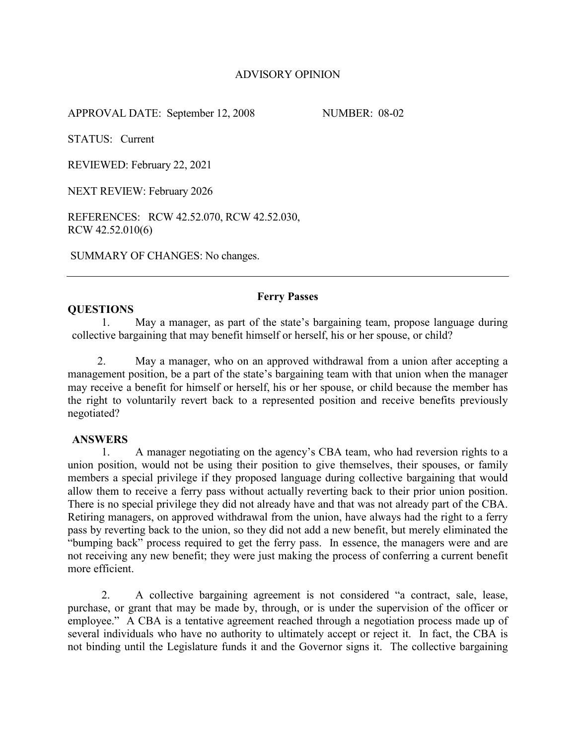# ADVISORY OPINION

APPROVAL DATE: September 12, 2008 NUMBER: 08-02

STATUS: Current

REVIEWED: February 22, 2021

NEXT REVIEW: February 2026

REFERENCES: RCW 42.52.070, RCW 42.52.030, RCW 42.52.010(6)

SUMMARY OF CHANGES: No changes.

---

## Ferry Passes

### QUESTIONS

1. May a manager, as part of the state's bargaining team, propose language during collective bargaining that may benefit himself or herself, his or her spouse, or child?

2. May a manager, who on an approved withdrawal from a union after accepting a management position, be a part of the state's bargaining team with that union when the manager may receive a benefit for himself or herself, his or her spouse, or child because the member has the right to voluntarily revert back to a represented position and receive benefits previously negotiated?

### ANSWERS

1. A manager negotiating on the agency's CBA team, who had reversion rights to a union position, would not be using their position to give themselves, their spouses, or family members a special privilege if they proposed language during collective bargaining that would allow them to receive a ferry pass without actually reverting back to their prior union position. There is no special privilege they did not already have and that was not already part of the CBA. Retiring managers, on approved withdrawal from the union, have always had the right to a ferry pass by reverting back to the union, so they did not add a new benefit, but merely eliminated the "bumping back" process required to get the ferry pass. In essence, the managers were and are not receiving any new benefit; they were just making the process of conferring a current benefit more efficient.

2. A collective bargaining agreement is not considered "a contract, sale, lease, purchase, or grant that may be made by, through, or is under the supervision of the officer or employee." A CBA is a tentative agreement reached through a negotiation process made up of several individuals who have no authority to ultimately accept or reject it. In fact, the CBA is not binding until the Legislature funds it and the Governor signs it. The collective bargaining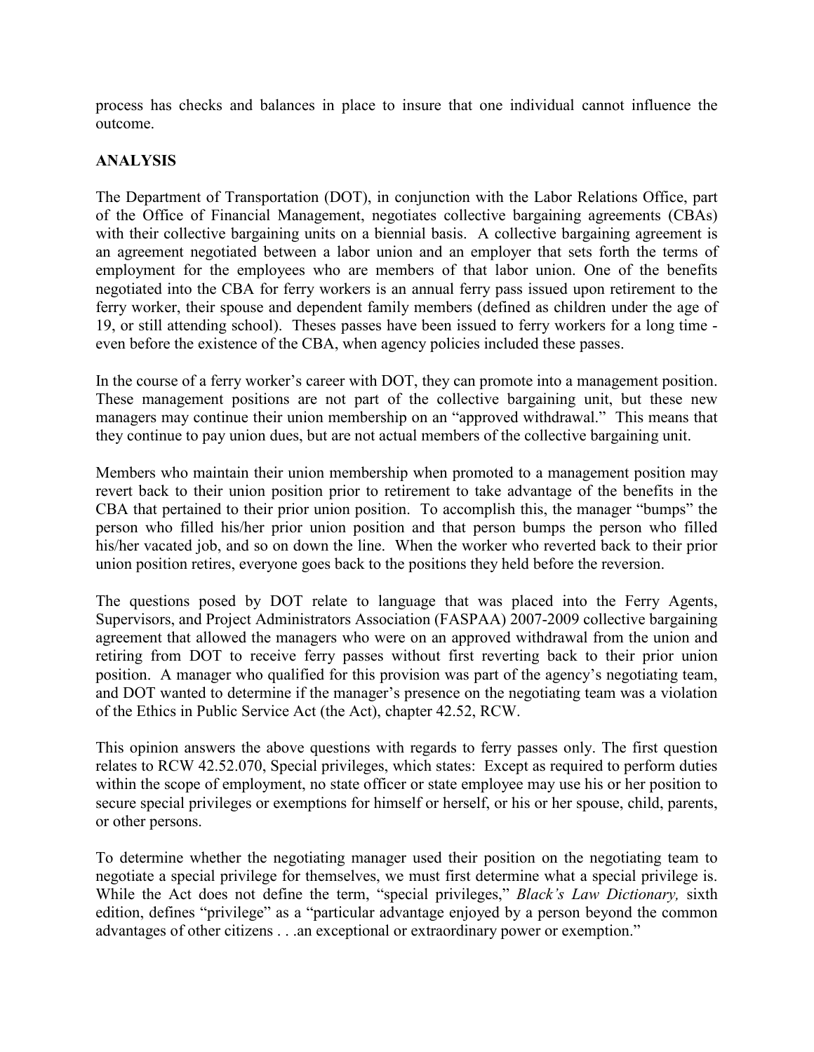process has checks and balances in place to insure that one individual cannot influence the outcome.

**ANALYSIS**

The Department of Transportation (DOT), in conjunction with the Labor Relations Office, part of the Office of Financial Management, negotiates collective bargaining agreements (CBAs) with their collective bargaining units on a biennial basis. A collective bargaining agreement is an agreement negotiated between a labor union and an employer that sets forth the terms of employment for the employees who are members of that labor union. One of the benefits negotiated into the CBA for ferry workers is an annual ferry pass issued upon retirement to the ferry worker, their spouse and dependent family members (defined as children under the age of 19, or still attending school). Theses passes have been issued to ferry workers for a long time - even before the existence of the CBA, when agency policies included these passes.

In the course of a ferry worker's career with DOT, they can promote into a management position. These management positions are not part of the collective bargaining unit, but these new managers may continue their union membership on an "approved withdrawal." This means that they continue to pay union dues, but are not actual members of the collective bargaining unit.

Members who maintain their union membership when promoted to a management position may revert back to their union position prior to retirement to take advantage of the benefits in the CBA that pertained to their prior union position. To accomplish this, the manager "bumps" the person who filled his/her prior union position and that person bumps the person who filled his/her vacated job, and so on down the line. When the worker who reverted back to their prior union position retires, everyone goes back to the positions they held before the reversion.

The questions posed by DOT relate to language that was placed into the Ferry Agents, Supervisors, and Project Administrators Association (FASPAA) 2007-2009 collective bargaining agreement that allowed the managers who were on an approved withdrawal from the union and retiring from DOT to receive ferry passes without first reverting back to their prior union position. A manager who qualified for this provision was part of the agency's negotiating team, and DOT wanted to determine if the manager's presence on the negotiating team was a violation of the Ethics in Public Service Act (the Act), chapter 42.52, RCW.

This opinion answers the above questions with regards to ferry passes only. The first question relates to RCW 42.52.070, Special privileges, which states: Except as required to perform duties within the scope of employment, no state officer or state employee may use his or her position to secure special privileges or exemptions for himself or herself, or his or her spouse, child, parents, or other persons.

To determine whether the negotiating manager used their position on the negotiating team to negotiate a special privilege for themselves, we must first determine what a special privilege is. While the Act does not define the term, "special privileges," *Black's Law Dictionary,* sixth edition, defines "privilege" as a "particular advantage enjoyed by a person beyond the common advantages of other citizens . . .an exceptional or extraordinary power or exemption."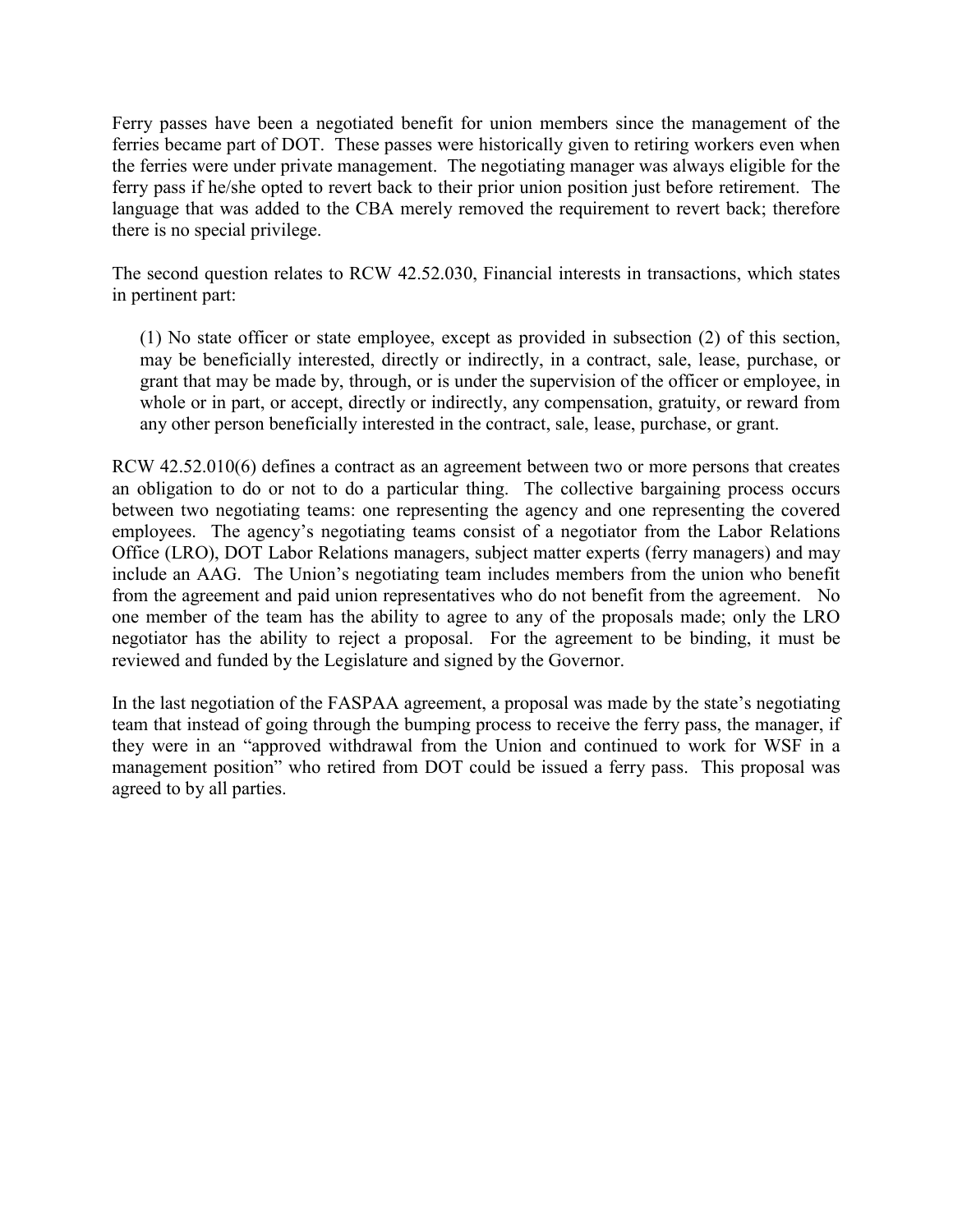Ferry passes have been a negotiated benefit for union members since the management of the ferries became part of DOT. These passes were historically given to retiring workers even when the ferries were under private management. The negotiating manager was always eligible for the ferry pass if he/she opted to revert back to their prior union position just before retirement. The language that was added to the CBA merely removed the requirement to revert back; therefore there is no special privilege.

The second question relates to RCW 42.52.030, Financial interests in transactions, which states in pertinent part:

> (1) No state officer or state employee, except as provided in subsection (2) of this section, may be beneficially interested, directly or indirectly, in a contract, sale, lease, purchase, or grant that may be made by, through, or is under the supervision of the officer or employee, in whole or in part, or accept, directly or indirectly, any compensation, gratuity, or reward from any other person beneficially interested in the contract, sale, lease, purchase, or grant.

RCW 42.52.010(6) defines a contract as an agreement between two or more persons that creates an obligation to do or not to do a particular thing. The collective bargaining process occurs between two negotiating teams: one representing the agency and one representing the covered employees. The agency's negotiating teams consist of a negotiator from the Labor Relations Office (LRO), DOT Labor Relations managers, subject matter experts (ferry managers) and may include an AAG. The Union's negotiating team includes members from the union who benefit from the agreement and paid union representatives who do not benefit from the agreement. No one member of the team has the ability to agree to any of the proposals made; only the LRO negotiator has the ability to reject a proposal. For the agreement to be binding, it must be reviewed and funded by the Legislature and signed by the Governor.

In the last negotiation of the FASPAA agreement, a proposal was made by the state's negotiating team that instead of going through the bumping process to receive the ferry pass, the manager, if they were in an "approved withdrawal from the Union and continued to work for WSF in a management position" who retired from DOT could be issued a ferry pass. This proposal was agreed to by all parties.